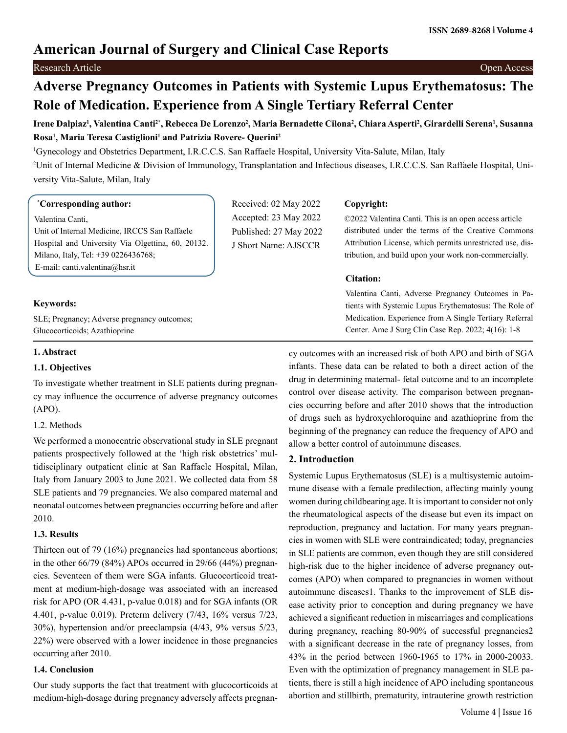# American Journal of Surgery and Clinical Case Reports

Research Article — Open Access

# Adverse Pregnancy Outcomes in Patients with Systemic Lupus Erythematosus: The Role of Medication. Experience from A Single Tertiary Referral Center

**Irene Dalpiaz[1], Valentina Canti[2*], Rebecca De Lorenzo[2], Maria Bernadette Cilona[2], Chiara Asperti[2], Girardelli Serena[1], Susanna Rosa[1], Maria Teresa Castiglioni[1] and Patrizia Rovere- Querini[2]**

[1]Gynecology and Obstetrics Department, I.R.C.C.S. San Raffaele Hospital, University Vita-Salute, Milan, Italy

[2]Unit of Internal Medicine & Division of Immunology, Transplantation and Infectious diseases, I.R.C.C.S. San Raffaele Hospital, University Vita-Salute, Milan, Italy

**[*]Corresponding author:**

Valentina Canti,
Unit of Internal Medicine, IRCCS San Raffaele Hospital and University Via Olgettina, 60, 20132. Milano, Italy, Tel: +39 0226436768;
E-mail: canti.valentina@hsr.it

Received: 02 May 2022
Accepted: 23 May 2022
Published: 27 May 2022
J Short Name: AJSCCR

**Copyright:**

©2022 Valentina Canti. This is an open access article distributed under the terms of the Creative Commons Attribution License, which permits unrestricted use, distribution, and build upon your work non-commercially.

**Citation:**

Valentina Canti, Adverse Pregnancy Outcomes in Patients with Systemic Lupus Erythematosus: The Role of Medication. Experience from A Single Tertiary Referral Center. Ame J Surg Clin Case Rep. 2022; 4(16): 1-8

**Keywords:**

SLE; Pregnancy; Adverse pregnancy outcomes; Glucocorticoids; Azathioprine

## 1. Abstract

### 1.1. Objectives

To investigate whether treatment in SLE patients during pregnancy may influence the occurrence of adverse pregnancy outcomes (APO).

### 1.2. Methods

We performed a monocentric observational study in SLE pregnant patients prospectively followed at the 'high risk obstetrics' multidisciplinary outpatient clinic at San Raffaele Hospital, Milan, Italy from January 2003 to June 2021. We collected data from 58 SLE patients and 79 pregnancies. We also compared maternal and neonatal outcomes between pregnancies occurring before and after 2010.

### 1.3. Results

Thirteen out of 79 (16%) pregnancies had spontaneous abortions; in the other 66/79 (84%) APOs occurred in 29/66 (44%) pregnancies. Seventeen of them were SGA infants. Glucocorticoid treatment at medium-high-dosage was associated with an increased risk for APO (OR 4.431, p-value 0.018) and for SGA infants (OR 4.401, p-value 0.019). Preterm delivery (7/43, 16% versus 7/23, 30%), hypertension and/or preeclampsia (4/43, 9% versus 5/23, 22%) were observed with a lower incidence in those pregnancies occurring after 2010.

### 1.4. Conclusion

Our study supports the fact that treatment with glucocorticoids at medium-high-dosage during pregnancy adversely affects pregnancy outcomes with an increased risk of both APO and birth of SGA infants. These data can be related to both a direct action of the drug in determining maternal- fetal outcome and to an incomplete control over disease activity. The comparison between pregnancies occurring before and after 2010 shows that the introduction of drugs such as hydroxychloroquine and azathioprine from the beginning of the pregnancy can reduce the frequency of APO and allow a better control of autoimmune diseases.

## 2. Introduction

Systemic Lupus Erythematosus (SLE) is a multisystemic autoimmune disease with a female predilection, affecting mainly young women during childbearing age. It is important to consider not only the rheumatological aspects of the disease but even its impact on reproduction, pregnancy and lactation. For many years pregnancies in women with SLE were contraindicated; today, pregnancies in SLE patients are common, even though they are still considered high-risk due to the higher incidence of adverse pregnancy outcomes (APO) when compared to pregnancies in women without autoimmune diseases[1]. Thanks to the improvement of SLE disease activity prior to conception and during pregnancy we have achieved a significant reduction in miscarriages and complications during pregnancy, reaching 80-90% of successful pregnancies[2] with a significant decrease in the rate of pregnancy losses, from 43% in the period between 1960-1965 to 17% in 2000-2003[3]. Even with the optimization of pregnancy management in SLE patients, there is still a high incidence of APO including spontaneous abortion and stillbirth, prematurity, intrauterine growth restriction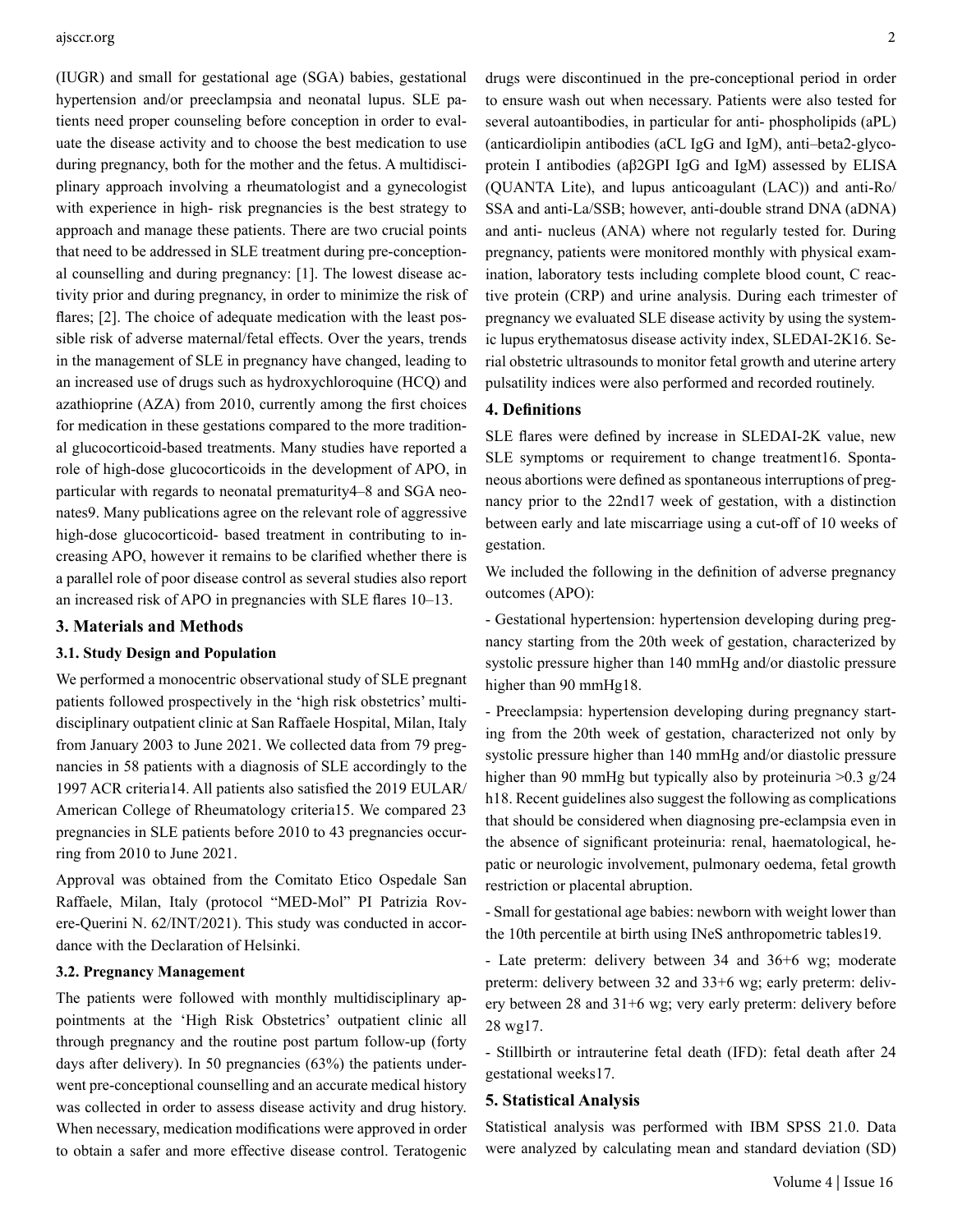(IUGR) and small for gestational age (SGA) babies, gestational hypertension and/or preeclampsia and neonatal lupus. SLE patients need proper counseling before conception in order to evaluate the disease activity and to choose the best medication to use during pregnancy, both for the mother and the fetus. A multidisciplinary approach involving a rheumatologist and a gynecologist with experience in high- risk pregnancies is the best strategy to approach and manage these patients. There are two crucial points that need to be addressed in SLE treatment during pre-conceptional counselling and during pregnancy: [1]. The lowest disease activity prior and during pregnancy, in order to minimize the risk of flares; [2]. The choice of adequate medication with the least possible risk of adverse maternal/fetal effects. Over the years, trends in the management of SLE in pregnancy have changed, leading to an increased use of drugs such as hydroxychloroquine (HCQ) and azathioprine (AZA) from 2010, currently among the first choices for medication in these gestations compared to the more traditional glucocorticoid-based treatments. Many studies have reported a role of high-dose glucocorticoids in the development of APO, in particular with regards to neonatal prematurity[4–8] and SGA neonates[9]. Many publications agree on the relevant role of aggressive high-dose glucocorticoid- based treatment in contributing to increasing APO, however it remains to be clarified whether there is a parallel role of poor disease control as several studies also report an increased risk of APO in pregnancies with SLE flares [10–13].

## 3. Materials and Methods

### 3.1. Study Design and Population

We performed a monocentric observational study of SLE pregnant patients followed prospectively in the 'high risk obstetrics' multidisciplinary outpatient clinic at San Raffaele Hospital, Milan, Italy from January 2003 to June 2021. We collected data from 79 pregnancies in 58 patients with a diagnosis of SLE accordingly to the 1997 ACR criteria[14]. All patients also satisfied the 2019 EULAR/ American College of Rheumatology criteria[15]. We compared 23 pregnancies in SLE patients before 2010 to 43 pregnancies occurring from 2010 to June 2021.

Approval was obtained from the Comitato Etico Ospedale San Raffaele, Milan, Italy (protocol "MED-Mol" PI Patrizia Rovere-Querini N. 62/INT/2021). This study was conducted in accordance with the Declaration of Helsinki.

### 3.2. Pregnancy Management

The patients were followed with monthly multidisciplinary appointments at the 'High Risk Obstetrics' outpatient clinic all through pregnancy and the routine post partum follow-up (forty days after delivery). In 50 pregnancies (63%) the patients underwent pre-conceptional counselling and an accurate medical history was collected in order to assess disease activity and drug history. When necessary, medication modifications were approved in order to obtain a safer and more effective disease control. Teratogenic drugs were discontinued in the pre-conceptional period in order to ensure wash out when necessary. Patients were also tested for several autoantibodies, in particular for anti- phospholipids (aPL) (anticardiolipin antibodies (aCL IgG and IgM), anti–beta2-glycoprotein I antibodies (aβ2GPI IgG and IgM) assessed by ELISA (QUANTA Lite), and lupus anticoagulant (LAC)) and anti-Ro/ SSA and anti-La/SSB; however, anti-double strand DNA (aDNA) and anti- nucleus (ANA) where not regularly tested for. During pregnancy, patients were monitored monthly with physical examination, laboratory tests including complete blood count, C reactive protein (CRP) and urine analysis. During each trimester of pregnancy we evaluated SLE disease activity by using the systemic lupus erythematosus disease activity index, SLEDAI-2K[16]. Serial obstetric ultrasounds to monitor fetal growth and uterine artery pulsatility indices were also performed and recorded routinely.

## 4. Definitions

SLE flares were defined by increase in SLEDAI-2K value, new SLE symptoms or requirement to change treatment[16]. Spontaneous abortions were defined as spontaneous interruptions of pregnancy prior to the 22nd[17] week of gestation, with a distinction between early and late miscarriage using a cut-off of 10 weeks of gestation.

We included the following in the definition of adverse pregnancy outcomes (APO):

- Gestational hypertension: hypertension developing during pregnancy starting from the 20th week of gestation, characterized by systolic pressure higher than 140 mmHg and/or diastolic pressure higher than 90 mmHg[18].

- Preeclampsia: hypertension developing during pregnancy starting from the 20th week of gestation, characterized not only by systolic pressure higher than 140 mmHg and/or diastolic pressure higher than 90 mmHg but typically also by proteinuria >0.3 g/24 h[18]. Recent guidelines also suggest the following as complications that should be considered when diagnosing pre-eclampsia even in the absence of significant proteinuria: renal, haematological, hepatic or neurologic involvement, pulmonary oedema, fetal growth restriction or placental abruption.

- Small for gestational age babies: newborn with weight lower than the 10th percentile at birth using INeS anthropometric tables[19].

- Late preterm: delivery between 34 and 36+6 wg; moderate preterm: delivery between 32 and 33+6 wg; early preterm: delivery between 28 and 31+6 wg; very early preterm: delivery before 28 wg[17].

- Stillbirth or intrauterine fetal death (IFD): fetal death after 24 gestational weeks[17].

## 5. Statistical Analysis

Statistical analysis was performed with IBM SPSS 21.0. Data were analyzed by calculating mean and standard deviation (SD)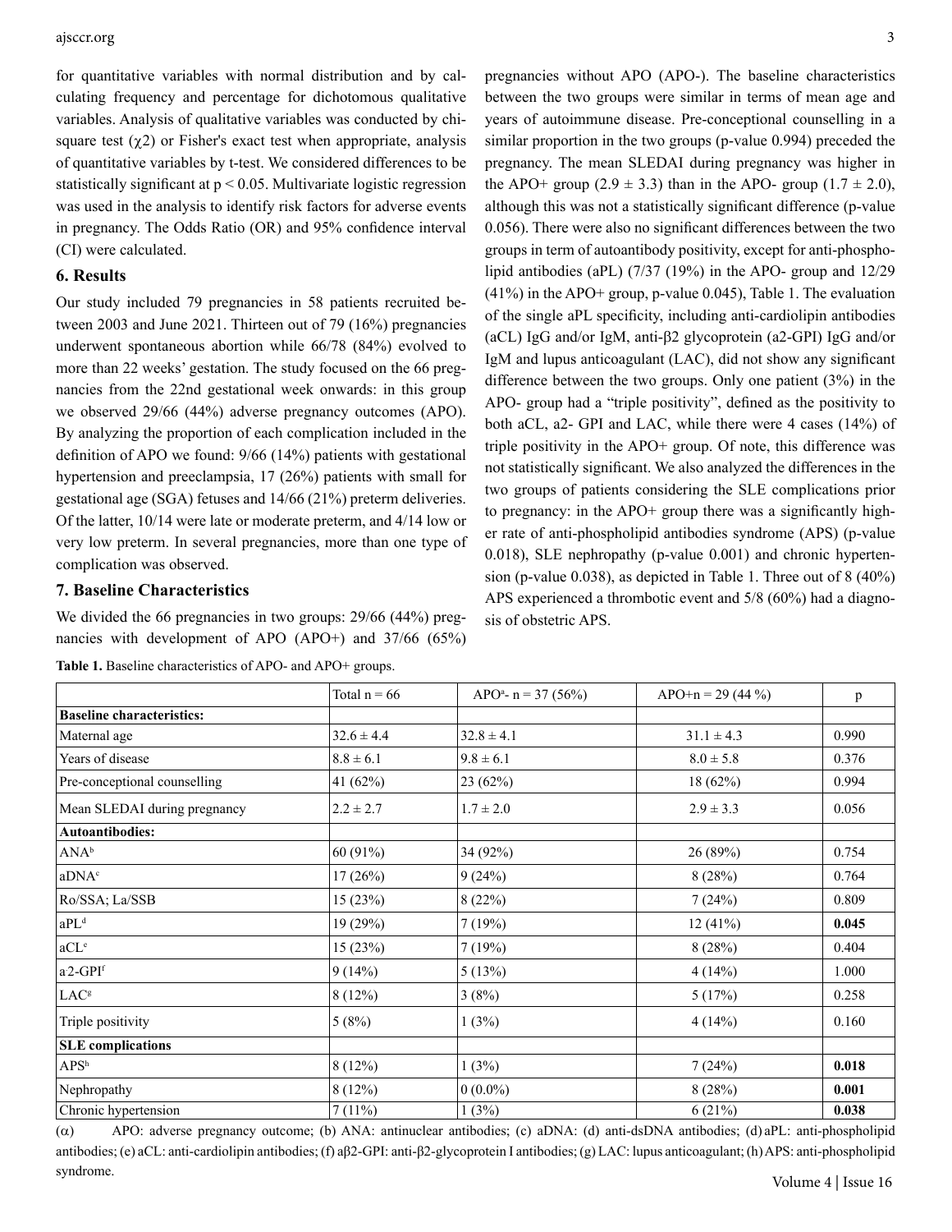for quantitative variables with normal distribution and by calculating frequency and percentage for dichotomous qualitative variables. Analysis of qualitative variables was conducted by chi-square test ($\chi 2$) or Fisher's exact test when appropriate, analysis of quantitative variables by t-test. We considered differences to be statistically significant at $p < 0.05$. Multivariate logistic regression was used in the analysis to identify risk factors for adverse events in pregnancy. The Odds Ratio (OR) and 95% confidence interval (CI) were calculated.

## 6. Results

Our study included 79 pregnancies in 58 patients recruited between 2003 and June 2021. Thirteen out of 79 (16%) pregnancies underwent spontaneous abortion while 66/78 (84%) evolved to more than 22 weeks' gestation. The study focused on the 66 pregnancies from the 22nd gestational week onwards: in this group we observed 29/66 (44%) adverse pregnancy outcomes (APO). By analyzing the proportion of each complication included in the definition of APO we found: 9/66 (14%) patients with gestational hypertension and preeclampsia, 17 (26%) patients with small for gestational age (SGA) fetuses and 14/66 (21%) preterm deliveries. Of the latter, 10/14 were late or moderate preterm, and 4/14 low or very low preterm. In several pregnancies, more than one type of complication was observed.

## 7. Baseline Characteristics

We divided the 66 pregnancies in two groups: 29/66 (44%) pregnancies with development of APO (APO+) and 37/66 (65%) pregnancies without APO (APO-). The baseline characteristics between the two groups were similar in terms of mean age and years of autoimmune disease. Pre-conceptional counselling in a similar proportion in the two groups (p-value 0.994) preceded the pregnancy. The mean SLEDAI during pregnancy was higher in the APO+ group (2.9 ± 3.3) than in the APO- group (1.7 ± 2.0), although this was not a statistically significant difference (p-value 0.056). There were also no significant differences between the two groups in term of autoantibody positivity, except for anti-phospholipid antibodies (aPL) (7/37 (19%) in the APO- group and 12/29 (41%) in the APO+ group, p-value 0.045), Table 1. The evaluation of the single aPL specificity, including anti-cardiolipin antibodies (aCL) IgG and/or IgM, anti-β2 glycoprotein (a2-GPI) IgG and/or IgM and lupus anticoagulant (LAC), did not show any significant difference between the two groups. Only one patient (3%) in the APO- group had a "triple positivity", defined as the positivity to both aCL, a2- GPI and LAC, while there were 4 cases (14%) of triple positivity in the APO+ group. Of note, this difference was not statistically significant. We also analyzed the differences in the two groups of patients considering the SLE complications prior to pregnancy: in the APO+ group there was a significantly higher rate of anti-phospholipid antibodies syndrome (APS) (p-value 0.018), SLE nephropathy (p-value 0.001) and chronic hypertension (p-value 0.038), as depicted in Table 1. Three out of 8 (40%) APS experienced a thrombotic event and 5/8 (60%) had a diagnosis of obstetric APS.

**Table 1.** Baseline characteristics of APO- and APO+ groups.

| | Total n = 66 | APO[a]- n = 37 (56%) | APO+n = 29 (44 %) | p |
|---|---|---|---|---|
| **Baseline characteristics:** | | | | |
| Maternal age | 32.6 ± 4.4 | 32.8 ± 4.1 | 31.1 ± 4.3 | 0.990 |
| Years of disease | 8.8 ± 6.1 | 9.8 ± 6.1 | 8.0 ± 5.8 | 0.376 |
| Pre-conceptional counselling | 41 (62%) | 23 (62%) | 18 (62%) | 0.994 |
| Mean SLEDAI during pregnancy | 2.2 ± 2.7 | 1.7 ± 2.0 | 2.9 ± 3.3 | 0.056 |
| **Autoantibodies:** | | | | |
| ANA[b] | 60 (91%) | 34 (92%) | 26 (89%) | 0.754 |
| aDNA[c] | 17 (26%) | 9 (24%) | 8 (28%) | 0.764 |
| Ro/SSA; La/SSB | 15 (23%) | 8 (22%) | 7 (24%) | 0.809 |
| aPL[d] | 19 (29%) | 7 (19%) | 12 (41%) | **0.045** |
| aCL[e] | 15 (23%) | 7 (19%) | 8 (28%) | 0.404 |
| a2-GPI[f] | 9 (14%) | 5 (13%) | 4 (14%) | 1.000 |
| LAC[g] | 8 (12%) | 3 (8%) | 5 (17%) | 0.258 |
| Triple positivity | 5 (8%) | 1 (3%) | 4 (14%) | 0.160 |
| **SLE complications** | | | | |
| APS[h] | 8 (12%) | 1 (3%) | 7 (24%) | **0.018** |
| Nephropathy | 8 (12%) | 0 (0.0%) | 8 (28%) | **0.001** |
| Chronic hypertension | 7 (11%) | 1 (3%) | 6 (21%) | **0.038** |

(α) APO: adverse pregnancy outcome; (b) ANA: antinuclear antibodies; (c) aDNA: (d) anti-dsDNA antibodies; (d) aPL: anti-phospholipid antibodies; (e) aCL: anti-cardiolipin antibodies; (f) aβ2-GPI: anti-β2-glycoprotein I antibodies; (g) LAC: lupus anticoagulant; (h) APS: anti-phospholipid syndrome.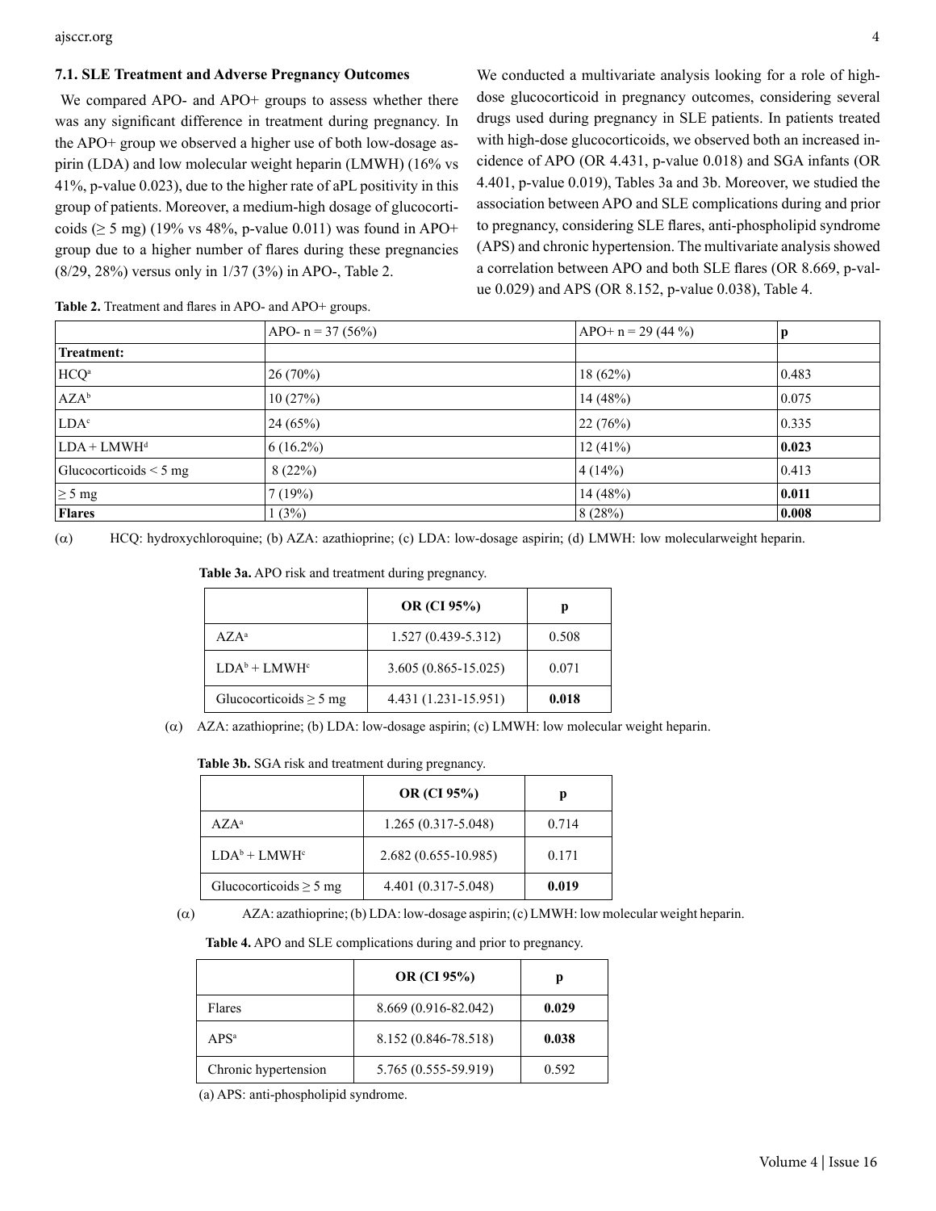### 7.1. SLE Treatment and Adverse Pregnancy Outcomes

We compared APO- and APO+ groups to assess whether there was any significant difference in treatment during pregnancy. In the APO+ group we observed a higher use of both low-dosage aspirin (LDA) and low molecular weight heparin (LMWH) (16% vs 41%, p-value 0.023), due to the higher rate of aPL positivity in this group of patients. Moreover, a medium-high dosage of glucocorticoids (≥ 5 mg) (19% vs 48%, p-value 0.011) was found in APO+ group due to a higher number of flares during these pregnancies (8/29, 28%) versus only in 1/37 (3%) in APO-, Table 2.

We conducted a multivariate analysis looking for a role of high-dose glucocorticoid in pregnancy outcomes, considering several drugs used during pregnancy in SLE patients. In patients treated with high-dose glucocorticoids, we observed both an increased incidence of APO (OR 4.431, p-value 0.018) and SGA infants (OR 4.401, p-value 0.019), Tables 3a and 3b. Moreover, we studied the association between APO and SLE complications during and prior to pregnancy, considering SLE flares, anti-phospholipid syndrome (APS) and chronic hypertension. The multivariate analysis showed a correlation between APO and both SLE flares (OR 8.669, p-value 0.029) and APS (OR 8.152, p-value 0.038), Table 4.

**Table 2.** Treatment and flares in APO- and APO+ groups.

| | APO- n = 37 (56%) | APO+ n = 29 (44 %) | p |
|---|---|---|---|
| **Treatment:** | | | |
| HCQ[a] | 26 (70%) | 18 (62%) | 0.483 |
| AZA[b] | 10 (27%) | 14 (48%) | 0.075 |
| LDA[c] | 24 (65%) | 22 (76%) | 0.335 |
| LDA + LMWH[d] | 6 (16.2%) | 12 (41%) | **0.023** |
| Glucocorticoids < 5 mg | 8 (22%) | 4 (14%) | 0.413 |
| ≥ 5 mg | 7 (19%) | 14 (48%) | **0.011** |
| **Flares** | 1 (3%) | 8 (28%) | **0.008** |

(α) HCQ: hydroxychloroquine; (b) AZA: azathioprine; (c) LDA: low-dosage aspirin; (d) LMWH: low molecularweight heparin.

**Table 3a.** APO risk and treatment during pregnancy.

| | OR (CI 95%) | p |
|---|---|---|
| AZA[a] | 1.527 (0.439-5.312) | 0.508 |
| LDA[b] + LMWH[c] | 3.605 (0.865-15.025) | 0.071 |
| Glucocorticoids ≥ 5 mg | 4.431 (1.231-15.951) | **0.018** |

(α) AZA: azathioprine; (b) LDA: low-dosage aspirin; (c) LMWH: low molecular weight heparin.

**Table 3b.** SGA risk and treatment during pregnancy.

| | OR (CI 95%) | p |
|---|---|---|
| AZA[a] | 1.265 (0.317-5.048) | 0.714 |
| LDA[b] + LMWH[c] | 2.682 (0.655-10.985) | 0.171 |
| Glucocorticoids ≥ 5 mg | 4.401 (0.317-5.048) | **0.019** |

(α) AZA: azathioprine; (b) LDA: low-dosage aspirin; (c) LMWH: low molecular weight heparin.

**Table 4.** APO and SLE complications during and prior to pregnancy.

| | OR (CI 95%) | p |
|---|---|---|
| Flares | 8.669 (0.916-82.042) | **0.029** |
| APS[a] | 8.152 (0.846-78.518) | **0.038** |
| Chronic hypertension | 5.765 (0.555-59.919) | 0.592 |

(a) APS: anti-phospholipid syndrome.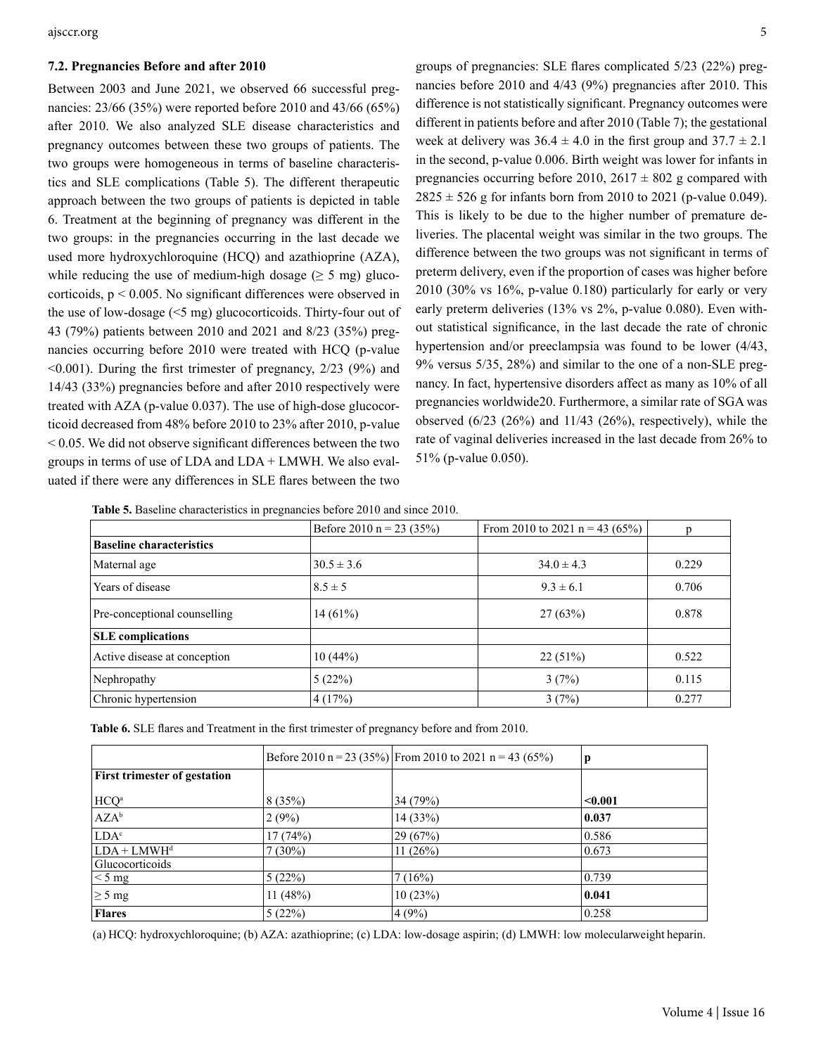### 7.2. Pregnancies Before and after 2010

Between 2003 and June 2021, we observed 66 successful pregnancies: 23/66 (35%) were reported before 2010 and 43/66 (65%) after 2010. We also analyzed SLE disease characteristics and pregnancy outcomes between these two groups of patients. The two groups were homogeneous in terms of baseline characteristics and SLE complications (Table 5). The different therapeutic approach between the two groups of patients is depicted in table 6. Treatment at the beginning of pregnancy was different in the two groups: in the pregnancies occurring in the last decade we used more hydroxychloroquine (HCQ) and azathioprine (AZA), while reducing the use of medium-high dosage (≥ 5 mg) glucocorticoids, $p < 0.005$. No significant differences were observed in the use of low-dosage (<5 mg) glucocorticoids. Thirty-four out of 43 (79%) patients between 2010 and 2021 and 8/23 (35%) pregnancies occurring before 2010 were treated with HCQ (p-value <0.001). During the first trimester of pregnancy, 2/23 (9%) and 14/43 (33%) pregnancies before and after 2010 respectively were treated with AZA (p-value 0.037). The use of high-dose glucocorticoid decreased from 48% before 2010 to 23% after 2010, p-value < 0.05. We did not observe significant differences between the two groups in terms of use of LDA and LDA + LMWH. We also evaluated if there were any differences in SLE flares between the two groups of pregnancies: SLE flares complicated 5/23 (22%) pregnancies before 2010 and 4/43 (9%) pregnancies after 2010. This difference is not statistically significant. Pregnancy outcomes were different in patients before and after 2010 (Table 7); the gestational week at delivery was 36.4 ± 4.0 in the first group and 37.7 ± 2.1 in the second, p-value 0.006. Birth weight was lower for infants in pregnancies occurring before 2010, 2617 ± 802 g compared with 2825 ± 526 g for infants born from 2010 to 2021 (p-value 0.049). This is likely to be due to the higher number of premature deliveries. The placental weight was similar in the two groups. The difference between the two groups was not significant in terms of preterm delivery, even if the proportion of cases was higher before 2010 (30% vs 16%, p-value 0.180) particularly for early or very early preterm deliveries (13% vs 2%, p-value 0.080). Even without statistical significance, in the last decade the rate of chronic hypertension and/or preeclampsia was found to be lower (4/43, 9% versus 5/35, 28%) and similar to the one of a non-SLE pregnancy. In fact, hypertensive disorders affect as many as 10% of all pregnancies worldwide20. Furthermore, a similar rate of SGA was observed (6/23 (26%) and 11/43 (26%), respectively), while the rate of vaginal deliveries increased in the last decade from 26% to 51% (p-value 0.050).

**Table 5.** Baseline characteristics in pregnancies before 2010 and since 2010.

| | Before 2010 n = 23 (35%) | From 2010 to 2021 n = 43 (65%) | p |
|---|---|---|---|
| **Baseline characteristics** | | | |
| Maternal age | 30.5 ± 3.6 | 34.0 ± 4.3 | 0.229 |
| Years of disease | 8.5 ± 5 | 9.3 ± 6.1 | 0.706 |
| Pre-conceptional counselling | 14 (61%) | 27 (63%) | 0.878 |
| **SLE complications** | | | |
| Active disease at conception | 10 (44%) | 22 (51%) | 0.522 |
| Nephropathy | 5 (22%) | 3 (7%) | 0.115 |
| Chronic hypertension | 4 (17%) | 3 (7%) | 0.277 |

**Table 6.** SLE flares and Treatment in the first trimester of pregnancy before and from 2010.

| | Before 2010 n = 23 (35%) | From 2010 to 2021 n = 43 (65%) | p |
|---|---|---|---|
| **First trimester of gestation** | | | |
| HCQ[a] | 8 (35%) | 34 (79%) | **<0.001** |
| AZA[b] | 2 (9%) | 14 (33%) | **0.037** |
| LDA[c] | 17 (74%) | 29 (67%) | 0.586 |
| LDA + LMWH[d] | 7 (30%) | 11 (26%) | 0.673 |
| Glucocorticoids | | | |
| < 5 mg | 5 (22%) | 7 (16%) | 0.739 |
| ≥ 5 mg | 11 (48%) | 10 (23%) | **0.041** |
| **Flares** | 5 (22%) | 4 (9%) | 0.258 |

(a) HCQ: hydroxychloroquine; (b) AZA: azathioprine; (c) LDA: low-dosage aspirin; (d) LMWH: low molecularweight heparin.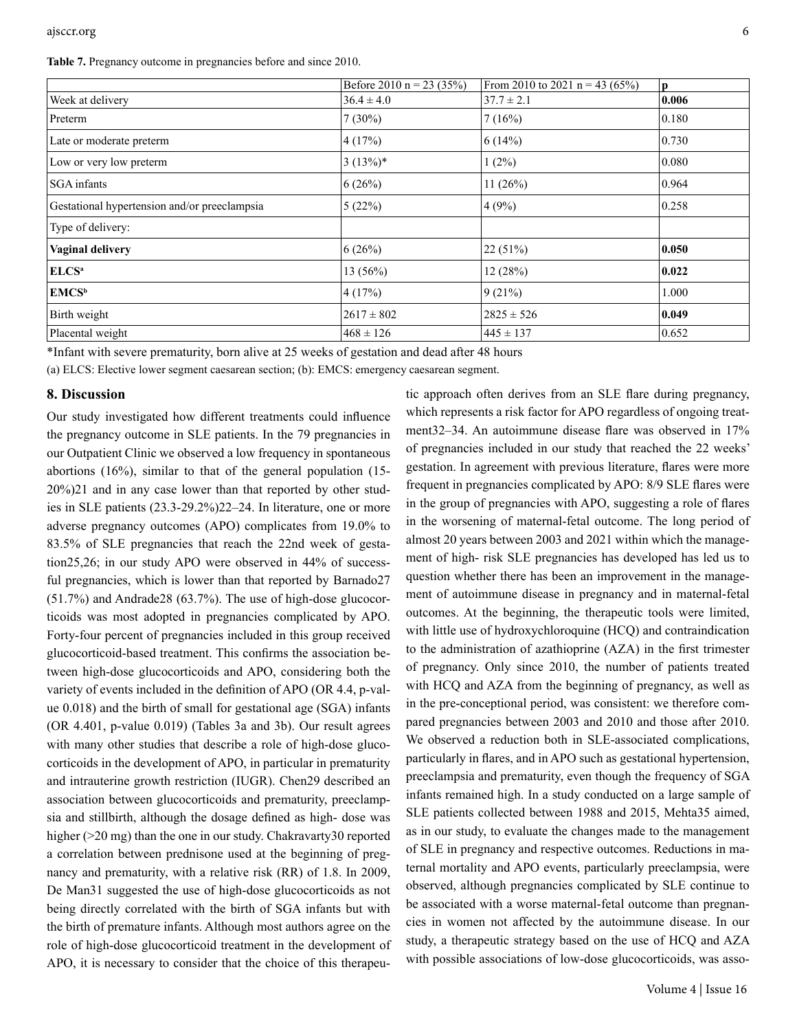**Table 7.** Pregnancy outcome in pregnancies before and since 2010.

| | Before 2010 n = 23 (35%) | From 2010 to 2021 n = 43 (65%) | p |
|---|---|---|---|
| Week at delivery | 36.4 ± 4.0 | 37.7 ± 2.1 | **0.006** |
| Preterm | 7 (30%) | 7 (16%) | 0.180 |
| Late or moderate preterm | 4 (17%) | 6 (14%) | 0.730 |
| Low or very low preterm | 3 (13%)* | 1 (2%) | 0.080 |
| SGA infants | 6 (26%) | 11 (26%) | 0.964 |
| Gestational hypertension and/or preeclampsia | 5 (22%) | 4 (9%) | 0.258 |
| Type of delivery: | | | |
| **Vaginal delivery** | 6 (26%) | 22 (51%) | **0.050** |
| **ELCS[a]** | 13 (56%) | 12 (28%) | **0.022** |
| **EMCS[b]** | 4 (17%) | 9 (21%) | 1.000 |
| Birth weight | 2617 ± 802 | 2825 ± 526 | **0.049** |
| Placental weight | 468 ± 126 | 445 ± 137 | 0.652 |

*Infant with severe prematurity, born alive at 25 weeks of gestation and dead after 48 hours

(a) ELCS: Elective lower segment caesarean section; (b): EMCS: emergency caesarean segment.

## 8. Discussion

Our study investigated how different treatments could influence the pregnancy outcome in SLE patients. In the 79 pregnancies in our Outpatient Clinic we observed a low frequency in spontaneous abortions (16%), similar to that of the general population (15-20%)21 and in any case lower than that reported by other studies in SLE patients (23.3-29.2%)22–24. In literature, one or more adverse pregnancy outcomes (APO) complicates from 19.0% to 83.5% of SLE pregnancies that reach the 22nd week of gestation25,26; in our study APO were observed in 44% of successful pregnancies, which is lower than that reported by Barnado27 (51.7%) and Andrade28 (63.7%). The use of high-dose glucocorticoids was most adopted in pregnancies complicated by APO. Forty-four percent of pregnancies included in this group received glucocorticoid-based treatment. This confirms the association between high-dose glucocorticoids and APO, considering both the variety of events included in the definition of APO (OR 4.4, p-value 0.018) and the birth of small for gestational age (SGA) infants (OR 4.401, p-value 0.019) (Tables 3a and 3b). Our result agrees with many other studies that describe a role of high-dose glucocorticoids in the development of APO, in particular in prematurity and intrauterine growth restriction (IUGR). Chen29 described an association between glucocorticoids and prematurity, preeclampsia and stillbirth, although the dosage defined as high- dose was higher (>20 mg) than the one in our study. Chakravarty30 reported a correlation between prednisone used at the beginning of pregnancy and prematurity, with a relative risk (RR) of 1.8. In 2009, De Man31 suggested the use of high-dose glucocorticoids as not being directly correlated with the birth of SGA infants but with the birth of premature infants. Although most authors agree on the role of high-dose glucocorticoid treatment in the development of APO, it is necessary to consider that the choice of this therapeutic approach often derives from an SLE flare during pregnancy, which represents a risk factor for APO regardless of ongoing treatment32–34. An autoimmune disease flare was observed in 17% of pregnancies included in our study that reached the 22 weeks' gestation. In agreement with previous literature, flares were more frequent in pregnancies complicated by APO: 8/9 SLE flares were in the group of pregnancies with APO, suggesting a role of flares in the worsening of maternal-fetal outcome. The long period of almost 20 years between 2003 and 2021 within which the management of high- risk SLE pregnancies has developed has led us to question whether there has been an improvement in the management of autoimmune disease in pregnancy and in maternal-fetal outcomes. At the beginning, the therapeutic tools were limited, with little use of hydroxychloroquine (HCQ) and contraindication to the administration of azathioprine (AZA) in the first trimester of pregnancy. Only since 2010, the number of patients treated with HCQ and AZA from the beginning of pregnancy, as well as in the pre-conceptional period, was consistent: we therefore compared pregnancies between 2003 and 2010 and those after 2010. We observed a reduction both in SLE-associated complications, particularly in flares, and in APO such as gestational hypertension, preeclampsia and prematurity, even though the frequency of SGA infants remained high. In a study conducted on a large sample of SLE patients collected between 1988 and 2015, Mehta35 aimed, as in our study, to evaluate the changes made to the management of SLE in pregnancy and respective outcomes. Reductions in maternal mortality and APO events, particularly preeclampsia, were observed, although pregnancies complicated by SLE continue to be associated with a worse maternal-fetal outcome than pregnancies in women not affected by the autoimmune disease. In our study, a therapeutic strategy based on the use of HCQ and AZA with possible associations of low-dose glucocorticoids, was asso-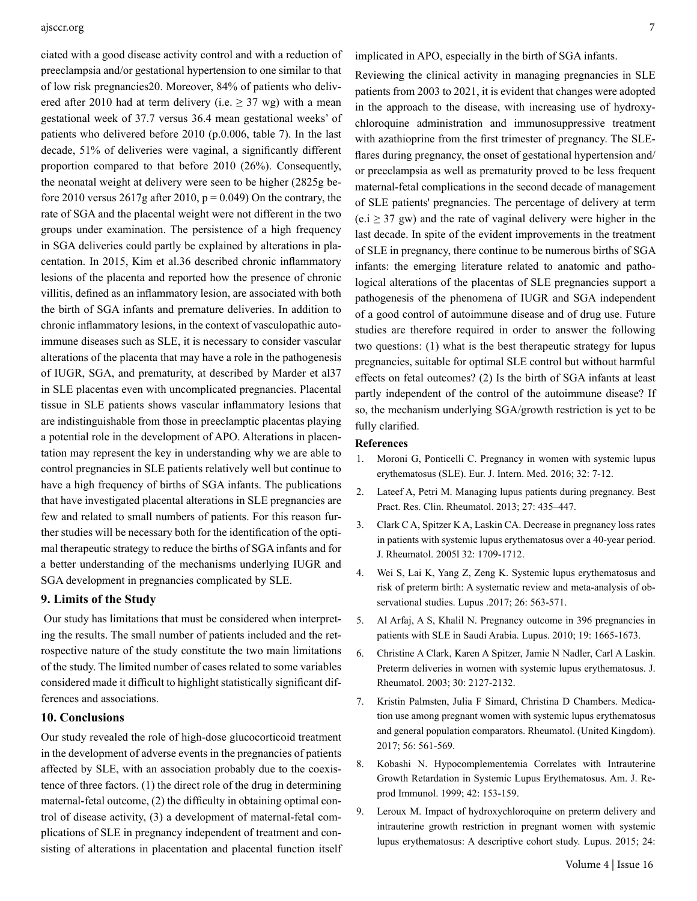ciated with a good disease activity control and with a reduction of preeclampsia and/or gestational hypertension to one similar to that of low risk pregnancies20. Moreover, 84% of patients who delivered after 2010 had at term delivery (i.e. $\geq$ 37 wg) with a mean gestational week of 37.7 versus 36.4 mean gestational weeks' of patients who delivered before 2010 (p.0.006, table 7). In the last decade, 51% of deliveries were vaginal, a significantly different proportion compared to that before 2010 (26%). Consequently, the neonatal weight at delivery were seen to be higher (2825g before 2010 versus 2617g after 2010, $p = 0.049$) On the contrary, the rate of SGA and the placental weight were not different in the two groups under examination. The persistence of a high frequency in SGA deliveries could partly be explained by alterations in placentation. In 2015, Kim et al.36 described chronic inflammatory lesions of the placenta and reported how the presence of chronic villitis, defined as an inflammatory lesion, are associated with both the birth of SGA infants and premature deliveries. In addition to chronic inflammatory lesions, in the context of vasculopathic autoimmune diseases such as SLE, it is necessary to consider vascular alterations of the placenta that may have a role in the pathogenesis of IUGR, SGA, and prematurity, at described by Marder et al37 in SLE placentas even with uncomplicated pregnancies. Placental tissue in SLE patients shows vascular inflammatory lesions that are indistinguishable from those in preeclamptic placentas playing a potential role in the development of APO. Alterations in placentation may represent the key in understanding why we are able to control pregnancies in SLE patients relatively well but continue to have a high frequency of births of SGA infants. The publications that have investigated placental alterations in SLE pregnancies are few and related to small numbers of patients. For this reason further studies will be necessary both for the identification of the optimal therapeutic strategy to reduce the births of SGA infants and for a better understanding of the mechanisms underlying IUGR and SGA development in pregnancies complicated by SLE.

## 9. Limits of the Study

Our study has limitations that must be considered when interpreting the results. The small number of patients included and the retrospective nature of the study constitute the two main limitations of the study. The limited number of cases related to some variables considered made it difficult to highlight statistically significant differences and associations.

## 10. Conclusions

Our study revealed the role of high-dose glucocorticoid treatment in the development of adverse events in the pregnancies of patients affected by SLE, with an association probably due to the coexistence of three factors. (1) the direct role of the drug in determining maternal-fetal outcome, (2) the difficulty in obtaining optimal control of disease activity, (3) a development of maternal-fetal complications of SLE in pregnancy independent of treatment and consisting of alterations in placentation and placental function itself implicated in APO, especially in the birth of SGA infants.

Reviewing the clinical activity in managing pregnancies in SLE patients from 2003 to 2021, it is evident that changes were adopted in the approach to the disease, with increasing use of hydroxychloroquine administration and immunosuppressive treatment with azathioprine from the first trimester of pregnancy. The SLE-flares during pregnancy, the onset of gestational hypertension and/or preeclampsia as well as prematurity proved to be less frequent maternal-fetal complications in the second decade of management of SLE patients' pregnancies. The percentage of delivery at term (e.i $\geq$ 37 gw) and the rate of vaginal delivery were higher in the last decade. In spite of the evident improvements in the treatment of SLE in pregnancy, there continue to be numerous births of SGA infants: the emerging literature related to anatomic and pathological alterations of the placentas of SLE pregnancies support a pathogenesis of the phenomena of IUGR and SGA independent of a good control of autoimmune disease and of drug use. Future studies are therefore required in order to answer the following two questions: (1) what is the best therapeutic strategy for lupus pregnancies, suitable for optimal SLE control but without harmful effects on fetal outcomes? (2) Is the birth of SGA infants at least partly independent of the control of the autoimmune disease? If so, the mechanism underlying SGA/growth restriction is yet to be fully clarified.

**References**

1. Moroni G, Ponticelli C. Pregnancy in women with systemic lupus erythematosus (SLE). Eur. J. Intern. Med. 2016; 32: 7-12.
2. Lateef A, Petri M. Managing lupus patients during pregnancy. Best Pract. Res. Clin. Rheumatol. 2013; 27: 435–447.
3. Clark C A, Spitzer K A, Laskin CA. Decrease in pregnancy loss rates in patients with systemic lupus erythematosus over a 40-year period. J. Rheumatol. 2005l 32: 1709-1712.
4. Wei S, Lai K, Yang Z, Zeng K. Systemic lupus erythematosus and risk of preterm birth: A systematic review and meta-analysis of observational studies. Lupus .2017; 26: 563-571.
5. Al Arfaj, A S, Khalil N. Pregnancy outcome in 396 pregnancies in patients with SLE in Saudi Arabia. Lupus. 2010; 19: 1665-1673.
6. Christine A Clark, Karen A Spitzer, Jamie N Nadler, Carl A Laskin. Preterm deliveries in women with systemic lupus erythematosus. J. Rheumatol. 2003; 30: 2127-2132.
7. Kristin Palmsten, Julia F Simard, Christina D Chambers. Medication use among pregnant women with systemic lupus erythematosus and general population comparators. Rheumatol. (United Kingdom). 2017; 56: 561-569.
8. Kobashi N. Hypocomplementemia Correlates with Intrauterine Growth Retardation in Systemic Lupus Erythematosus. Am. J. Reprod Immunol. 1999; 42: 153-159.
9. Leroux M. Impact of hydroxychloroquine on preterm delivery and intrauterine growth restriction in pregnant women with systemic lupus erythematosus: A descriptive cohort study. Lupus. 2015; 24: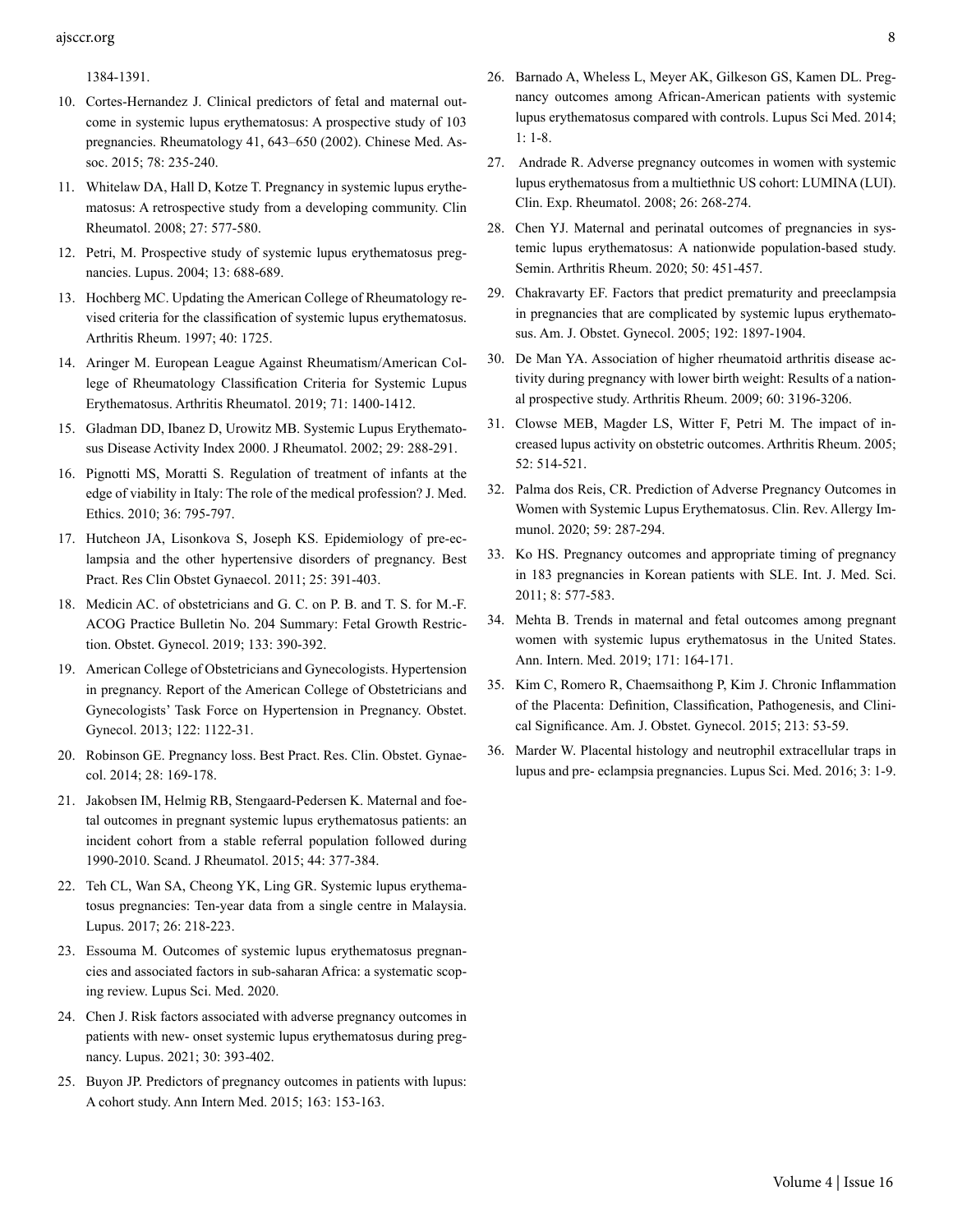1384-1391.

10. Cortes-Hernandez J. Clinical predictors of fetal and maternal outcome in systemic lupus erythematosus: A prospective study of 103 pregnancies. Rheumatology 41, 643–650 (2002). Chinese Med. Assoc. 2015; 78: 235-240.
11. Whitelaw DA, Hall D, Kotze T. Pregnancy in systemic lupus erythematosus: A retrospective study from a developing community. Clin Rheumatol. 2008; 27: 577-580.
12. Petri, M. Prospective study of systemic lupus erythematosus pregnancies. Lupus. 2004; 13: 688-689.
13. Hochberg MC. Updating the American College of Rheumatology revised criteria for the classification of systemic lupus erythematosus. Arthritis Rheum. 1997; 40: 1725.
14. Aringer M. European League Against Rheumatism/American College of Rheumatology Classification Criteria for Systemic Lupus Erythematosus. Arthritis Rheumatol. 2019; 71: 1400-1412.
15. Gladman DD, Ibanez D, Urowitz MB. Systemic Lupus Erythematosus Disease Activity Index 2000. J Rheumatol. 2002; 29: 288-291.
16. Pignotti MS, Moratti S. Regulation of treatment of infants at the edge of viability in Italy: The role of the medical profession? J. Med. Ethics. 2010; 36: 795-797.
17. Hutcheon JA, Lisonkova S, Joseph KS. Epidemiology of pre-eclampsia and the other hypertensive disorders of pregnancy. Best Pract. Res Clin Obstet Gynaecol. 2011; 25: 391-403.
18. Medicin AC. of obstetricians and G. C. on P. B. and T. S. for M.-F. ACOG Practice Bulletin No. 204 Summary: Fetal Growth Restriction. Obstet. Gynecol. 2019; 133: 390-392.
19. American College of Obstetricians and Gynecologists. Hypertension in pregnancy. Report of the American College of Obstetricians and Gynecologists' Task Force on Hypertension in Pregnancy. Obstet. Gynecol. 2013; 122: 1122-31.
20. Robinson GE. Pregnancy loss. Best Pract. Res. Clin. Obstet. Gynaecol. 2014; 28: 169-178.
21. Jakobsen IM, Helmig RB, Stengaard-Pedersen K. Maternal and foetal outcomes in pregnant systemic lupus erythematosus patients: an incident cohort from a stable referral population followed during 1990-2010. Scand. J Rheumatol. 2015; 44: 377-384.
22. Teh CL, Wan SA, Cheong YK, Ling GR. Systemic lupus erythematosus pregnancies: Ten-year data from a single centre in Malaysia. Lupus. 2017; 26: 218-223.
23. Essouma M. Outcomes of systemic lupus erythematosus pregnancies and associated factors in sub-saharan Africa: a systematic scoping review. Lupus Sci. Med. 2020.
24. Chen J. Risk factors associated with adverse pregnancy outcomes in patients with new- onset systemic lupus erythematosus during pregnancy. Lupus. 2021; 30: 393-402.
25. Buyon JP. Predictors of pregnancy outcomes in patients with lupus: A cohort study. Ann Intern Med. 2015; 163: 153-163.
26. Barnado A, Wheless L, Meyer AK, Gilkeson GS, Kamen DL. Pregnancy outcomes among African-American patients with systemic lupus erythematosus compared with controls. Lupus Sci Med. 2014; 1: 1-8.
27. Andrade R. Adverse pregnancy outcomes in women with systemic lupus erythematosus from a multiethnic US cohort: LUMINA (LUI). Clin. Exp. Rheumatol. 2008; 26: 268-274.
28. Chen YJ. Maternal and perinatal outcomes of pregnancies in systemic lupus erythematosus: A nationwide population-based study. Semin. Arthritis Rheum. 2020; 50: 451-457.
29. Chakravarty EF. Factors that predict prematurity and preeclampsia in pregnancies that are complicated by systemic lupus erythematosus. Am. J. Obstet. Gynecol. 2005; 192: 1897-1904.
30. De Man YA. Association of higher rheumatoid arthritis disease activity during pregnancy with lower birth weight: Results of a national prospective study. Arthritis Rheum. 2009; 60: 3196-3206.
31. Clowse MEB, Magder LS, Witter F, Petri M. The impact of increased lupus activity on obstetric outcomes. Arthritis Rheum. 2005; 52: 514-521.
32. Palma dos Reis, CR. Prediction of Adverse Pregnancy Outcomes in Women with Systemic Lupus Erythematosus. Clin. Rev. Allergy Immunol. 2020; 59: 287-294.
33. Ko HS. Pregnancy outcomes and appropriate timing of pregnancy in 183 pregnancies in Korean patients with SLE. Int. J. Med. Sci. 2011; 8: 577-583.
34. Mehta B. Trends in maternal and fetal outcomes among pregnant women with systemic lupus erythematosus in the United States. Ann. Intern. Med. 2019; 171: 164-171.
35. Kim C, Romero R, Chaemsaithong P, Kim J. Chronic Inflammation of the Placenta: Definition, Classification, Pathogenesis, and Clinical Significance. Am. J. Obstet. Gynecol. 2015; 213: 53-59.
36. Marder W. Placental histology and neutrophil extracellular traps in lupus and pre- eclampsia pregnancies. Lupus Sci. Med. 2016; 3: 1-9.